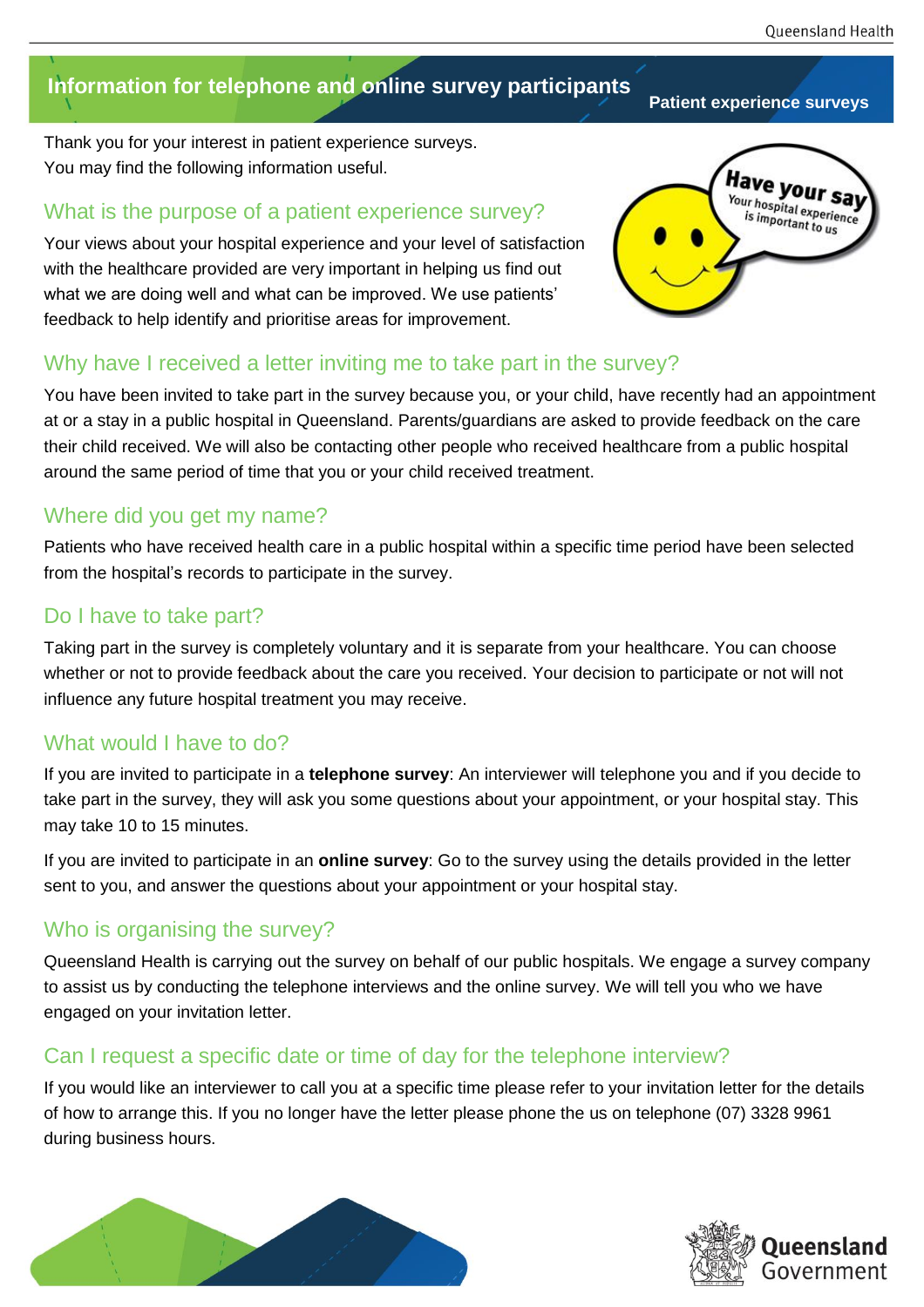# Information for telephone and online survey participants

**Patient experience surveys**

Thank you for your interest in patient experience surveys.
You may find the following information useful.

## What is the purpose of a patient experience survey?

Your views about your hospital experience and your level of satisfaction with the healthcare provided are very important in helping us find out what we are doing well and what can be improved. We use patients' feedback to help identify and prioritise areas for improvement.

## Why have I received a letter inviting me to take part in the survey?

You have been invited to take part in the survey because you, or your child, have recently had an appointment at or a stay in a public hospital in Queensland. Parents/guardians are asked to provide feedback on the care their child received. We will also be contacting other people who received healthcare from a public hospital around the same period of time that you or your child received treatment.

## Where did you get my name?

Patients who have received health care in a public hospital within a specific time period have been selected from the hospital's records to participate in the survey.

## Do I have to take part?

Taking part in the survey is completely voluntary and it is separate from your healthcare. You can choose whether or not to provide feedback about the care you received. Your decision to participate or not will not influence any future hospital treatment you may receive.

## What would I have to do?

If you are invited to participate in a **telephone survey**: An interviewer will telephone you and if you decide to take part in the survey, they will ask you some questions about your appointment, or your hospital stay. This may take 10 to 15 minutes.

If you are invited to participate in an **online survey**: Go to the survey using the details provided in the letter sent to you, and answer the questions about your appointment or your hospital stay.

## Who is organising the survey?

Queensland Health is carrying out the survey on behalf of our public hospitals. We engage a survey company to assist us by conducting the telephone interviews and the online survey. We will tell you who we have engaged on your invitation letter.

## Can I request a specific date or time of day for the telephone interview?

If you would like an interviewer to call you at a specific time please refer to your invitation letter for the details of how to arrange this. If you no longer have the letter please phone the us on telephone (07) 3328 9961 during business hours.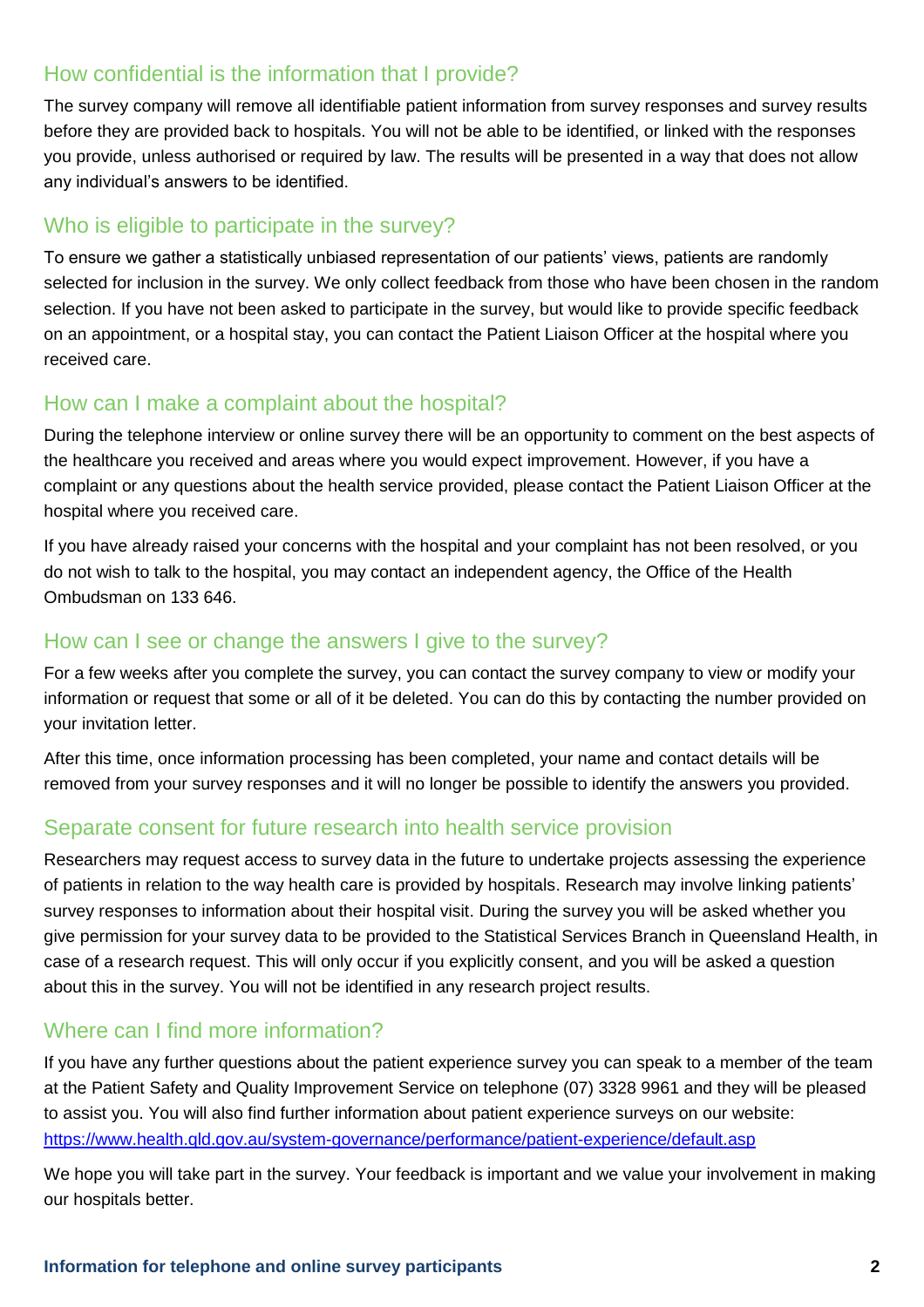## How confidential is the information that I provide?

The survey company will remove all identifiable patient information from survey responses and survey results before they are provided back to hospitals. You will not be able to be identified, or linked with the responses you provide, unless authorised or required by law. The results will be presented in a way that does not allow any individual's answers to be identified.

## Who is eligible to participate in the survey?

To ensure we gather a statistically unbiased representation of our patients' views, patients are randomly selected for inclusion in the survey. We only collect feedback from those who have been chosen in the random selection. If you have not been asked to participate in the survey, but would like to provide specific feedback on an appointment, or a hospital stay, you can contact the Patient Liaison Officer at the hospital where you received care.

## How can I make a complaint about the hospital?

During the telephone interview or online survey there will be an opportunity to comment on the best aspects of the healthcare you received and areas where you would expect improvement. However, if you have a complaint or any questions about the health service provided, please contact the Patient Liaison Officer at the hospital where you received care.

If you have already raised your concerns with the hospital and your complaint has not been resolved, or you do not wish to talk to the hospital, you may contact an independent agency, the Office of the Health Ombudsman on 133 646.

## How can I see or change the answers I give to the survey?

For a few weeks after you complete the survey, you can contact the survey company to view or modify your information or request that some or all of it be deleted. You can do this by contacting the number provided on your invitation letter.

After this time, once information processing has been completed, your name and contact details will be removed from your survey responses and it will no longer be possible to identify the answers you provided.

## Separate consent for future research into health service provision

Researchers may request access to survey data in the future to undertake projects assessing the experience of patients in relation to the way health care is provided by hospitals. Research may involve linking patients' survey responses to information about their hospital visit. During the survey you will be asked whether you give permission for your survey data to be provided to the Statistical Services Branch in Queensland Health, in case of a research request. This will only occur if you explicitly consent, and you will be asked a question about this in the survey. You will not be identified in any research project results.

## Where can I find more information?

If you have any further questions about the patient experience survey you can speak to a member of the team at the Patient Safety and Quality Improvement Service on telephone (07) 3328 9961 and they will be pleased to assist you. You will also find further information about patient experience surveys on our website: https://www.health.qld.gov.au/system-governance/performance/patient-experience/default.asp

We hope you will take part in the survey. Your feedback is important and we value your involvement in making our hospitals better.